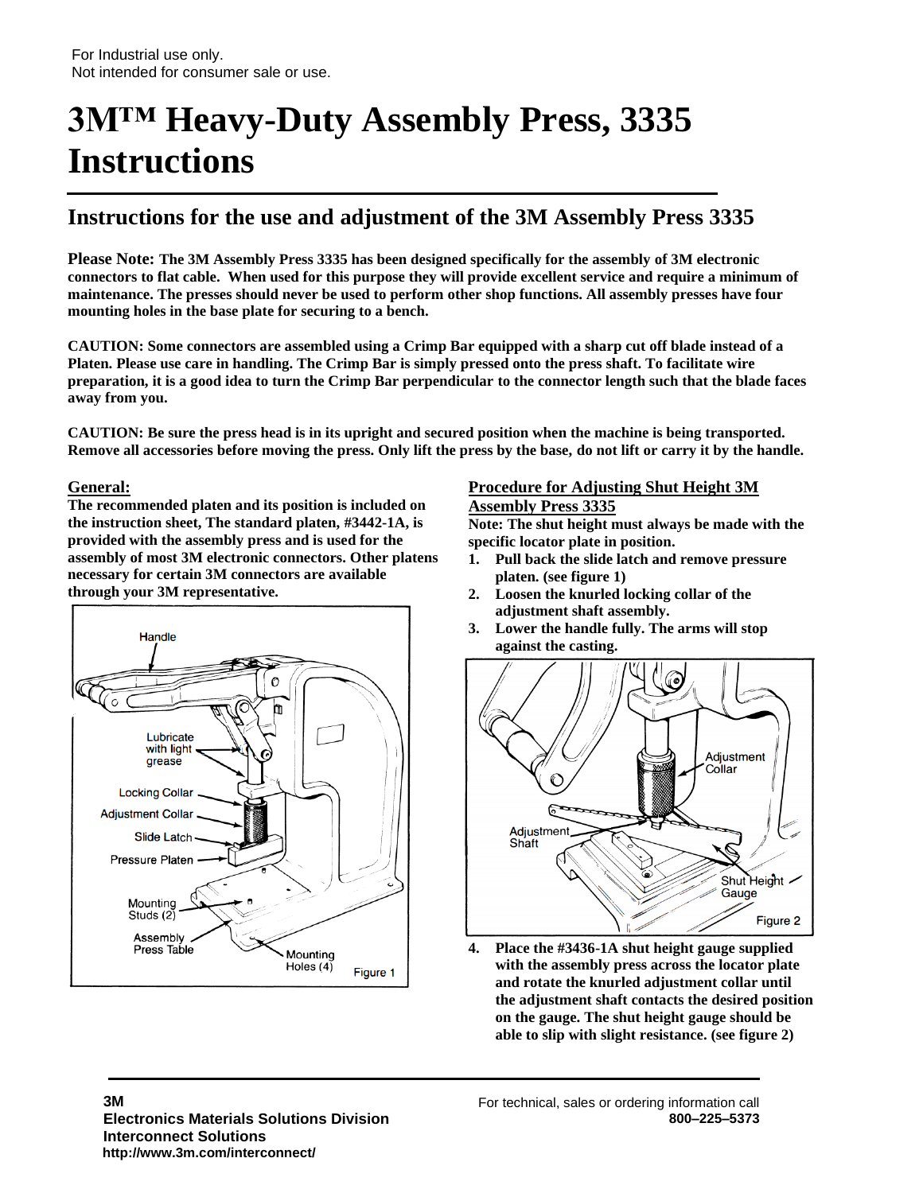For Industrial use only.
Not intended for consumer sale or use.

# 3M™ Heavy-Duty Assembly Press, 3335 Instructions

## Instructions for the use and adjustment of the 3M Assembly Press 3335

**Please Note: The 3M Assembly Press 3335 has been designed specifically for the assembly of 3M electronic connectors to flat cable. When used for this purpose they will provide excellent service and require a minimum of maintenance. The presses should never be used to perform other shop functions. All assembly presses have four mounting holes in the base plate for securing to a bench.**

**CAUTION: Some connectors are assembled using a Crimp Bar equipped with a sharp cut off blade instead of a Platen. Please use care in handling. The Crimp Bar is simply pressed onto the press shaft. To facilitate wire preparation, it is a good idea to turn the Crimp Bar perpendicular to the connector length such that the blade faces away from you.**

**CAUTION: Be sure the press head is in its upright and secured position when the machine is being transported. Remove all accessories before moving the press. Only lift the press by the base, do not lift or carry it by the handle.**

### General:

**The recommended platen and its position is included on the instruction sheet, The standard platen, #3442-1A, is provided with the assembly press and is used for the assembly of most 3M electronic connectors. Other platens necessary for certain 3M connectors are available through your 3M representative.**

Handle

Lubricate with light grease

Locking Collar

Adjustment Collar

Slide Latch

Pressure Platen

Mounting Studs (2)

Assembly Press Table

Mounting Holes (4)

Figure 1

### Procedure for Adjusting Shut Height 3M Assembly Press 3335

**Note: The shut height must always be made with the specific locator plate in position.**

1. **Pull back the slide latch and remove pressure platen. (see figure 1)**
2. **Loosen the knurled locking collar of the adjustment shaft assembly.**
3. **Lower the handle fully. The arms will stop against the casting.**

Adjustment Collar

Adjustment Shaft

Shut Height Gauge

Figure 2

4. **Place the #3436-1A shut height gauge supplied with the assembly press across the locator plate and rotate the knurled adjustment collar until the adjustment shaft contacts the desired position on the gauge. The shut height gauge should be able to slip with slight resistance. (see figure 2)**

**3M**
**Electronics Materials Solutions Division**
**Interconnect Solutions**
**http://www.3m.com/interconnect/**

For technical, sales or ordering information call
**800–225–5373**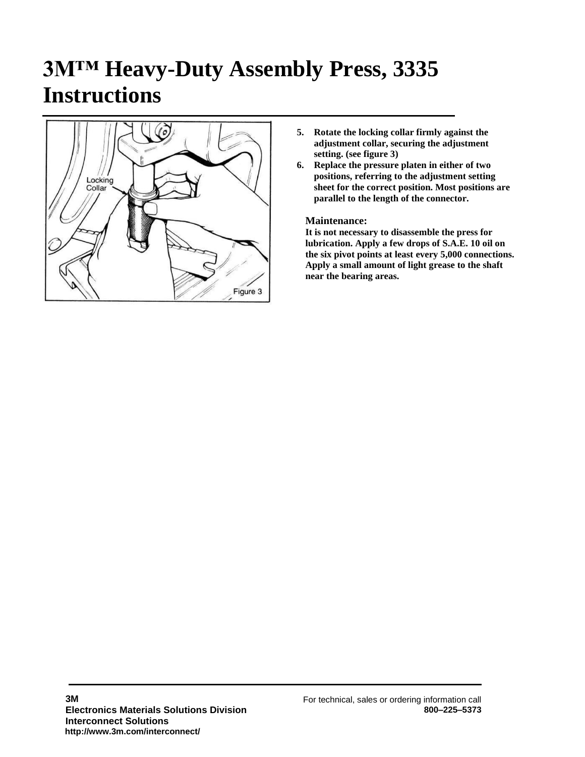# 3M™ Heavy-Duty Assembly Press, 3335 Instructions

Locking Collar

Figure 3

5. **Rotate the locking collar firmly against the adjustment collar, securing the adjustment setting. (see figure 3)**
6. **Replace the pressure platen in either of two positions, referring to the adjustment setting sheet for the correct position. Most positions are parallel to the length of the connector.**

### Maintenance:

**It is not necessary to disassemble the press for lubrication. Apply a few drops of S.A.E. 10 oil on the six pivot points at least every 5,000 connections. Apply a small amount of light grease to the shaft near the bearing areas.**

**3M**
**Electronics Materials Solutions Division**
**Interconnect Solutions**
**http://www.3m.com/interconnect/**

For technical, sales or ordering information call
**800–225–5373**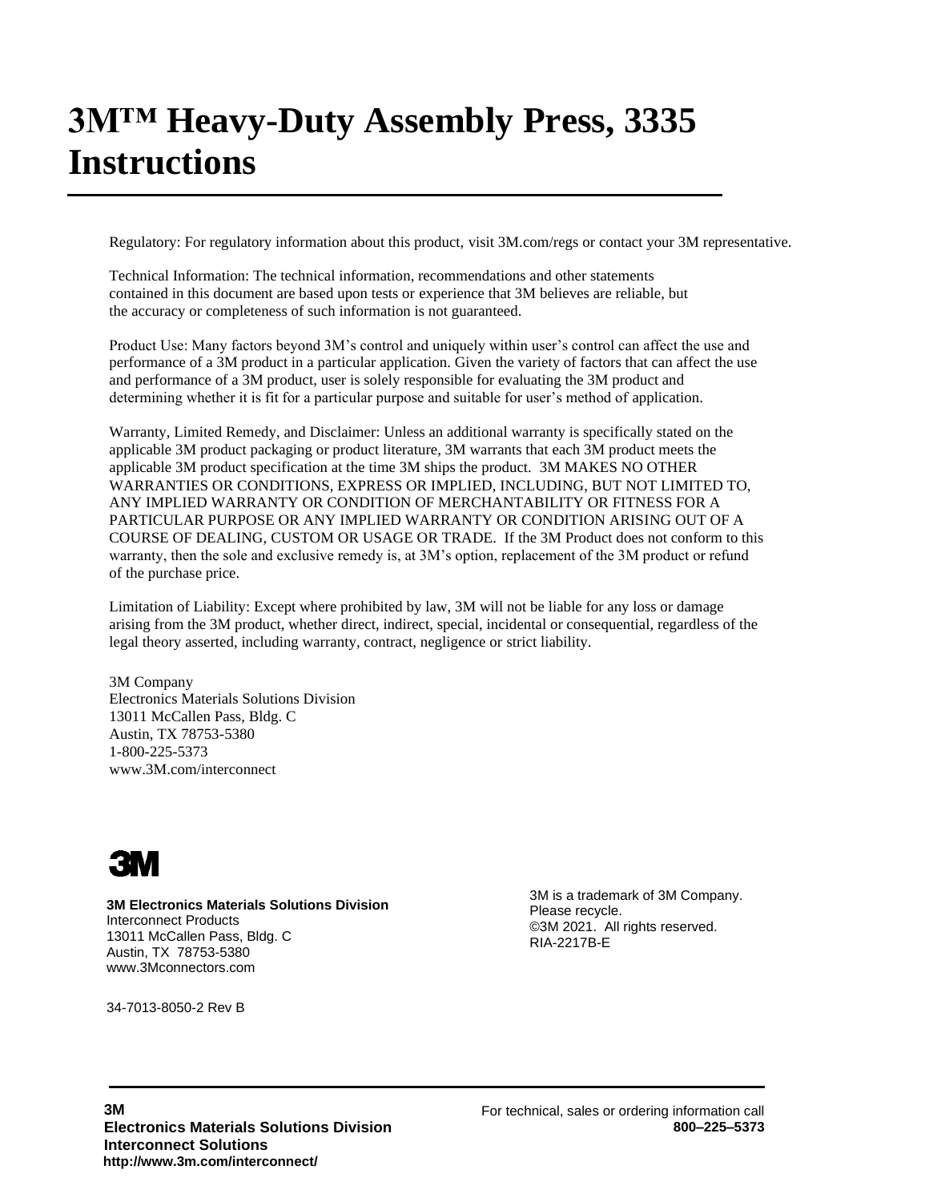# 3M™ Heavy-Duty Assembly Press, 3335 Instructions

Regulatory: For regulatory information about this product, visit 3M.com/regs or contact your 3M representative.

Technical Information: The technical information, recommendations and other statements contained in this document are based upon tests or experience that 3M believes are reliable, but the accuracy or completeness of such information is not guaranteed.

Product Use: Many factors beyond 3M's control and uniquely within user's control can affect the use and performance of a 3M product in a particular application. Given the variety of factors that can affect the use and performance of a 3M product, user is solely responsible for evaluating the 3M product and determining whether it is fit for a particular purpose and suitable for user's method of application.

Warranty, Limited Remedy, and Disclaimer: Unless an additional warranty is specifically stated on the applicable 3M product packaging or product literature, 3M warrants that each 3M product meets the applicable 3M product specification at the time 3M ships the product. 3M MAKES NO OTHER WARRANTIES OR CONDITIONS, EXPRESS OR IMPLIED, INCLUDING, BUT NOT LIMITED TO, ANY IMPLIED WARRANTY OR CONDITION OF MERCHANTABILITY OR FITNESS FOR A PARTICULAR PURPOSE OR ANY IMPLIED WARRANTY OR CONDITION ARISING OUT OF A COURSE OF DEALING, CUSTOM OR USAGE OR TRADE. If the 3M Product does not conform to this warranty, then the sole and exclusive remedy is, at 3M's option, replacement of the 3M product or refund of the purchase price.

Limitation of Liability: Except where prohibited by law, 3M will not be liable for any loss or damage arising from the 3M product, whether direct, indirect, special, incidental or consequential, regardless of the legal theory asserted, including warranty, contract, negligence or strict liability.

3M Company
Electronics Materials Solutions Division
13011 McCallen Pass, Bldg. C
Austin, TX 78753-5380
1-800-225-5373
www.3M.com/interconnect

**3M Electronics Materials Solutions Division**
Interconnect Products
13011 McCallen Pass, Bldg. C
Austin, TX 78753-5380
www.3Mconnectors.com

3M is a trademark of 3M Company.
Please recycle.
©3M 2021. All rights reserved.
RIA-2217B-E

34-7013-8050-2 Rev B

**3M**
**Electronics Materials Solutions Division**
**Interconnect Solutions**
**http://www.3m.com/interconnect/**

For technical, sales or ordering information call **800–225–5373**